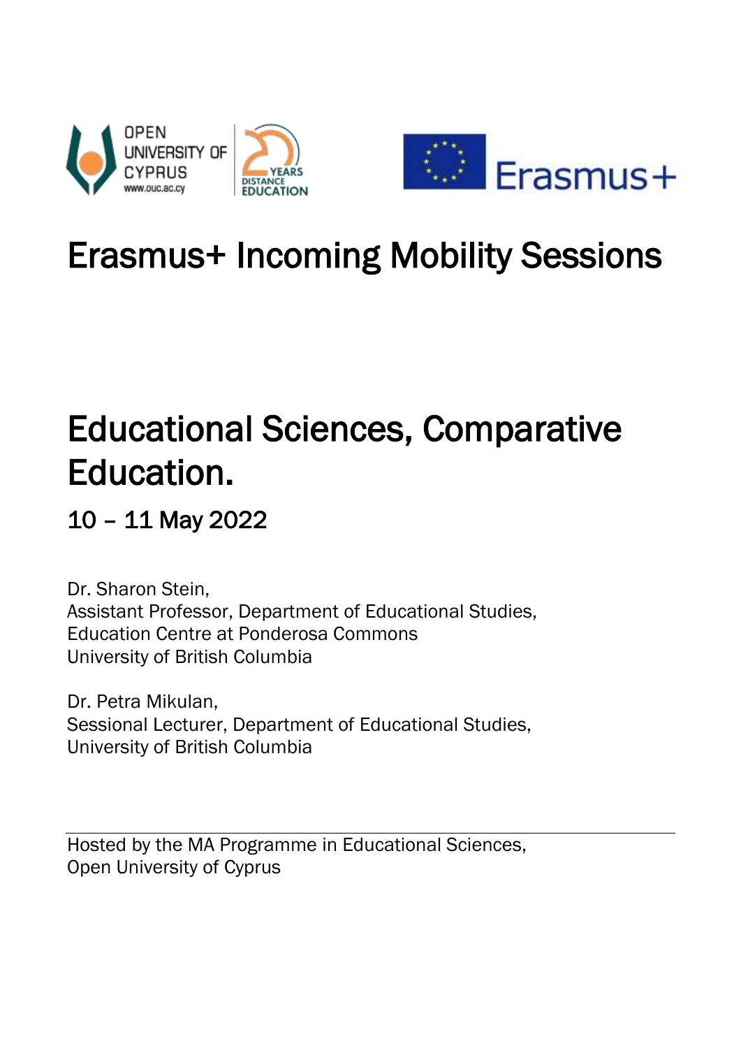# Erasmus+ Incoming Mobility Sessions

# Educational Sciences, Comparative Education.

## 10 – 11 May 2022

Dr. Sharon Stein,
Assistant Professor, Department of Educational Studies,
Education Centre at Ponderosa Commons
University of British Columbia

Dr. Petra Mikulan,
Sessional Lecturer, Department of Educational Studies,
University of British Columbia

---

Hosted by the MA Programme in Educational Sciences,
Open University of Cyprus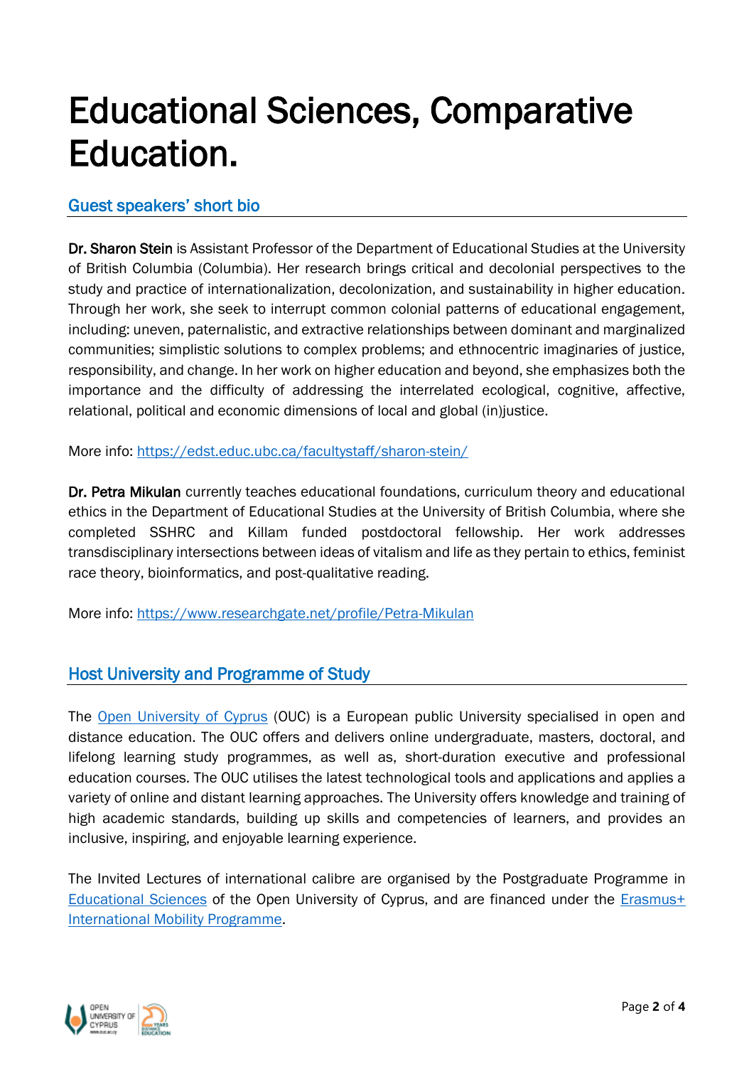# Educational Sciences, Comparative Education.

## Guest speakers' short bio

**Dr. Sharon Stein** is Assistant Professor of the Department of Educational Studies at the University of British Columbia (Columbia). Her research brings critical and decolonial perspectives to the study and practice of internationalization, decolonization, and sustainability in higher education. Through her work, she seek to interrupt common colonial patterns of educational engagement, including: uneven, paternalistic, and extractive relationships between dominant and marginalized communities; simplistic solutions to complex problems; and ethnocentric imaginaries of justice, responsibility, and change. In her work on higher education and beyond, she emphasizes both the importance and the difficulty of addressing the interrelated ecological, cognitive, affective, relational, political and economic dimensions of local and global (in)justice.

More info: [https://edst.educ.ubc.ca/facultystaff/sharon-stein/](https://edst.educ.ubc.ca/facultystaff/sharon-stein/)

**Dr. Petra Mikulan** currently teaches educational foundations, curriculum theory and educational ethics in the Department of Educational Studies at the University of British Columbia, where she completed SSHRC and Killam funded postdoctoral fellowship. Her work addresses transdisciplinary intersections between ideas of vitalism and life as they pertain to ethics, feminist race theory, bioinformatics, and post-qualitative reading.

More info: [https://www.researchgate.net/profile/Petra-Mikulan](https://www.researchgate.net/profile/Petra-Mikulan)

## Host University and Programme of Study

The Open University of Cyprus (OUC) is a European public University specialised in open and distance education. The OUC offers and delivers online undergraduate, masters, doctoral, and lifelong learning study programmes, as well as, short-duration executive and professional education courses. The OUC utilises the latest technological tools and applications and applies a variety of online and distant learning approaches. The University offers knowledge and training of high academic standards, building up skills and competencies of learners, and provides an inclusive, inspiring, and enjoyable learning experience.

The Invited Lectures of international calibre are organised by the Postgraduate Programme in Educational Sciences of the Open University of Cyprus, and are financed under the Erasmus+ International Mobility Programme.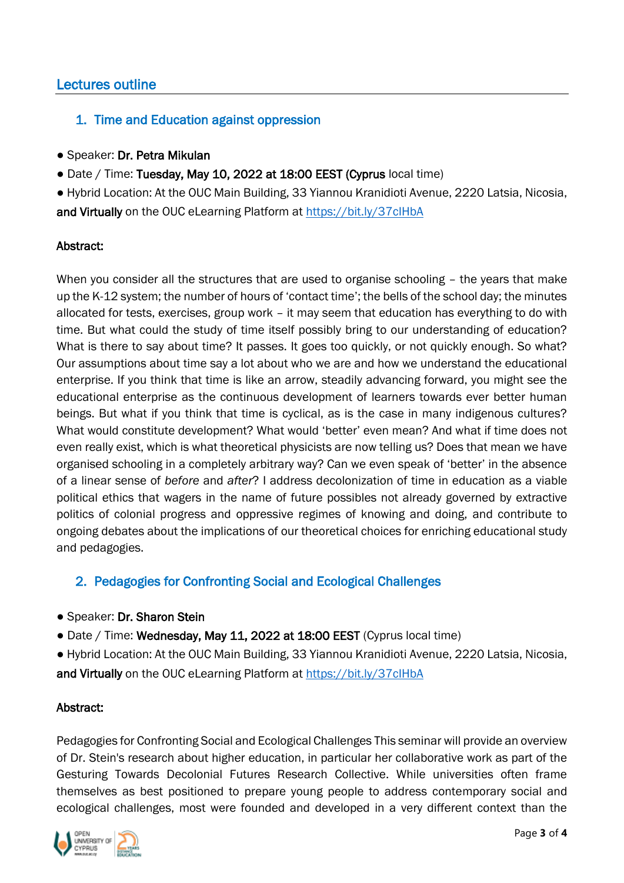## Lectures outline

### 1. Time and Education against oppression

- Speaker: **Dr. Petra Mikulan**
- Date / Time: **Tuesday, May 10, 2022 at 18:00 EEST (Cyprus** local time)
- Hybrid Location: At the OUC Main Building, 33 Yiannou Kranidioti Avenue, 2220 Latsia, Nicosia, **and Virtually** on the OUC eLearning Platform at https://bit.ly/37clHbA

**Abstract:**

When you consider all the structures that are used to organise schooling – the years that make up the K-12 system; the number of hours of 'contact time'; the bells of the school day; the minutes allocated for tests, exercises, group work – it may seem that education has everything to do with time. But what could the study of time itself possibly bring to our understanding of education? What is there to say about time? It passes. It goes too quickly, or not quickly enough. So what? Our assumptions about time say a lot about who we are and how we understand the educational enterprise. If you think that time is like an arrow, steadily advancing forward, you might see the educational enterprise as the continuous development of learners towards ever better human beings. But what if you think that time is cyclical, as is the case in many indigenous cultures? What would constitute development? What would 'better' even mean? And what if time does not even really exist, which is what theoretical physicists are now telling us? Does that mean we have organised schooling in a completely arbitrary way? Can we even speak of 'better' in the absence of a linear sense of *before* and *after*? I address decolonization of time in education as a viable political ethics that wagers in the name of future possibles not already governed by extractive politics of colonial progress and oppressive regimes of knowing and doing, and contribute to ongoing debates about the implications of our theoretical choices for enriching educational study and pedagogies.

### 2. Pedagogies for Confronting Social and Ecological Challenges

- Speaker: **Dr. Sharon Stein**
- Date / Time: **Wednesday, May 11, 2022 at 18:00 EEST** (Cyprus local time)
- Hybrid Location: At the OUC Main Building, 33 Yiannou Kranidioti Avenue, 2220 Latsia, Nicosia, **and Virtually** on the OUC eLearning Platform at https://bit.ly/37clHbA

**Abstract:**

Pedagogies for Confronting Social and Ecological Challenges This seminar will provide an overview of Dr. Stein's research about higher education, in particular her collaborative work as part of the Gesturing Towards Decolonial Futures Research Collective. While universities often frame themselves as best positioned to prepare young people to address contemporary social and ecological challenges, most were founded and developed in a very different context than the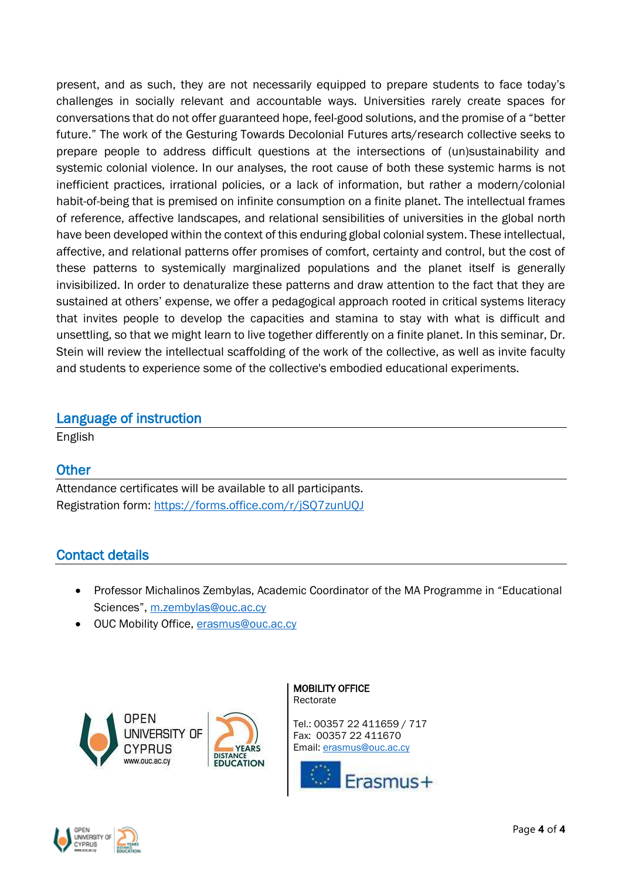present, and as such, they are not necessarily equipped to prepare students to face today's challenges in socially relevant and accountable ways. Universities rarely create spaces for conversations that do not offer guaranteed hope, feel-good solutions, and the promise of a "better future." The work of the Gesturing Towards Decolonial Futures arts/research collective seeks to prepare people to address difficult questions at the intersections of (un)sustainability and systemic colonial violence. In our analyses, the root cause of both these systemic harms is not inefficient practices, irrational policies, or a lack of information, but rather a modern/colonial habit-of-being that is premised on infinite consumption on a finite planet. The intellectual frames of reference, affective landscapes, and relational sensibilities of universities in the global north have been developed within the context of this enduring global colonial system. These intellectual, affective, and relational patterns offer promises of comfort, certainty and control, but the cost of these patterns to systemically marginalized populations and the planet itself is generally invisibilized. In order to denaturalize these patterns and draw attention to the fact that they are sustained at others' expense, we offer a pedagogical approach rooted in critical systems literacy that invites people to develop the capacities and stamina to stay with what is difficult and unsettling, so that we might learn to live together differently on a finite planet. In this seminar, Dr. Stein will review the intellectual scaffolding of the work of the collective, as well as invite faculty and students to experience some of the collective's embodied educational experiments.

## Language of instruction

English

## Other

Attendance certificates will be available to all participants.
Registration form: https://forms.office.com/r/jSQ7zunUQJ

## Contact details

- Professor Michalinos Zembylas, Academic Coordinator of the MA Programme in "Educational Sciences", m.zembylas@ouc.ac.cy
- OUC Mobility Office, erasmus@ouc.ac.cy

OPEN UNIVERSITY OF CYPRUS
www.ouc.ac.cy
20 YEARS DISTANCE EDUCATION

**MOBILITY OFFICE**
Rectorate

Tel.: 00357 22 411659 / 717
Fax: 00357 22 411670
Email: erasmus@ouc.ac.cy

Erasmus+